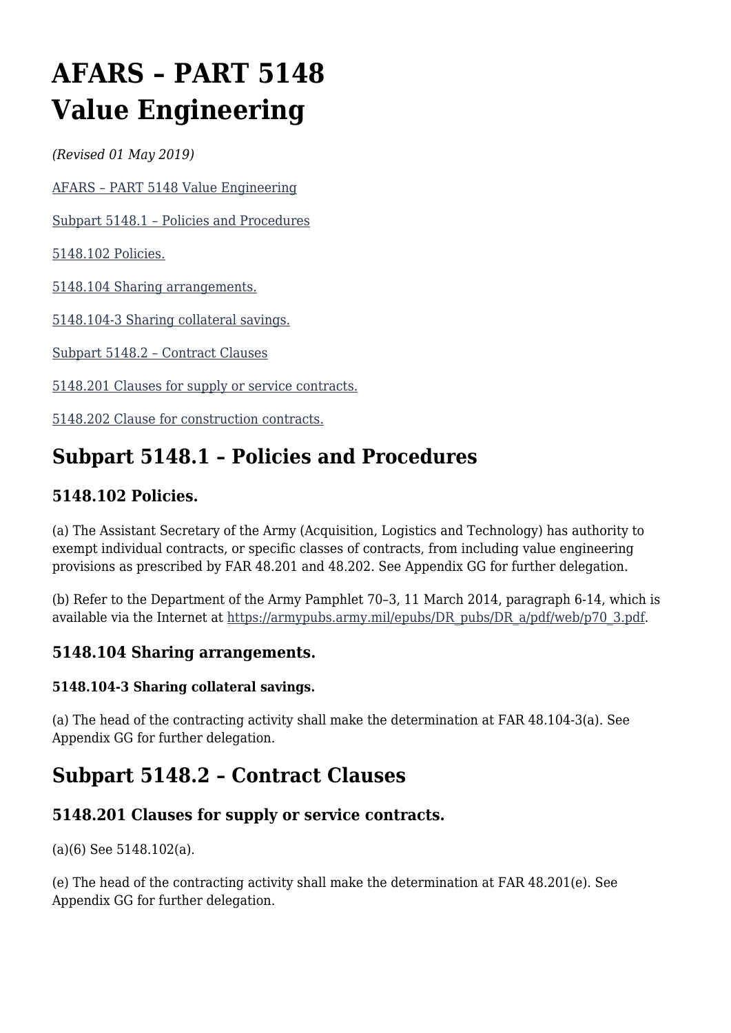# AFARS – PART 5148
# Value Engineering

*(Revised 01 May 2019)*

[AFARS – PART 5148 Value Engineering]

[Subpart 5148.1 – Policies and Procedures]

[5148.102 Policies.]

[5148.104 Sharing arrangements.]

[5148.104-3 Sharing collateral savings.]

[Subpart 5148.2 – Contract Clauses]

[5148.201 Clauses for supply or service contracts.]

[5148.202 Clause for construction contracts.]

## Subpart 5148.1 – Policies and Procedures

### 5148.102 Policies.

(a) The Assistant Secretary of the Army (Acquisition, Logistics and Technology) has authority to exempt individual contracts, or specific classes of contracts, from including value engineering provisions as prescribed by FAR 48.201 and 48.202. See Appendix GG for further delegation.

(b) Refer to the Department of the Army Pamphlet 70–3, 11 March 2014, paragraph 6-14, which is available via the Internet at https://armypubs.army.mil/epubs/DR_pubs/DR_a/pdf/web/p70_3.pdf.

### 5148.104 Sharing arrangements.

#### 5148.104-3 Sharing collateral savings.

(a) The head of the contracting activity shall make the determination at FAR 48.104-3(a). See Appendix GG for further delegation.

## Subpart 5148.2 – Contract Clauses

### 5148.201 Clauses for supply or service contracts.

(a)(6) See 5148.102(a).

(e) The head of the contracting activity shall make the determination at FAR 48.201(e). See Appendix GG for further delegation.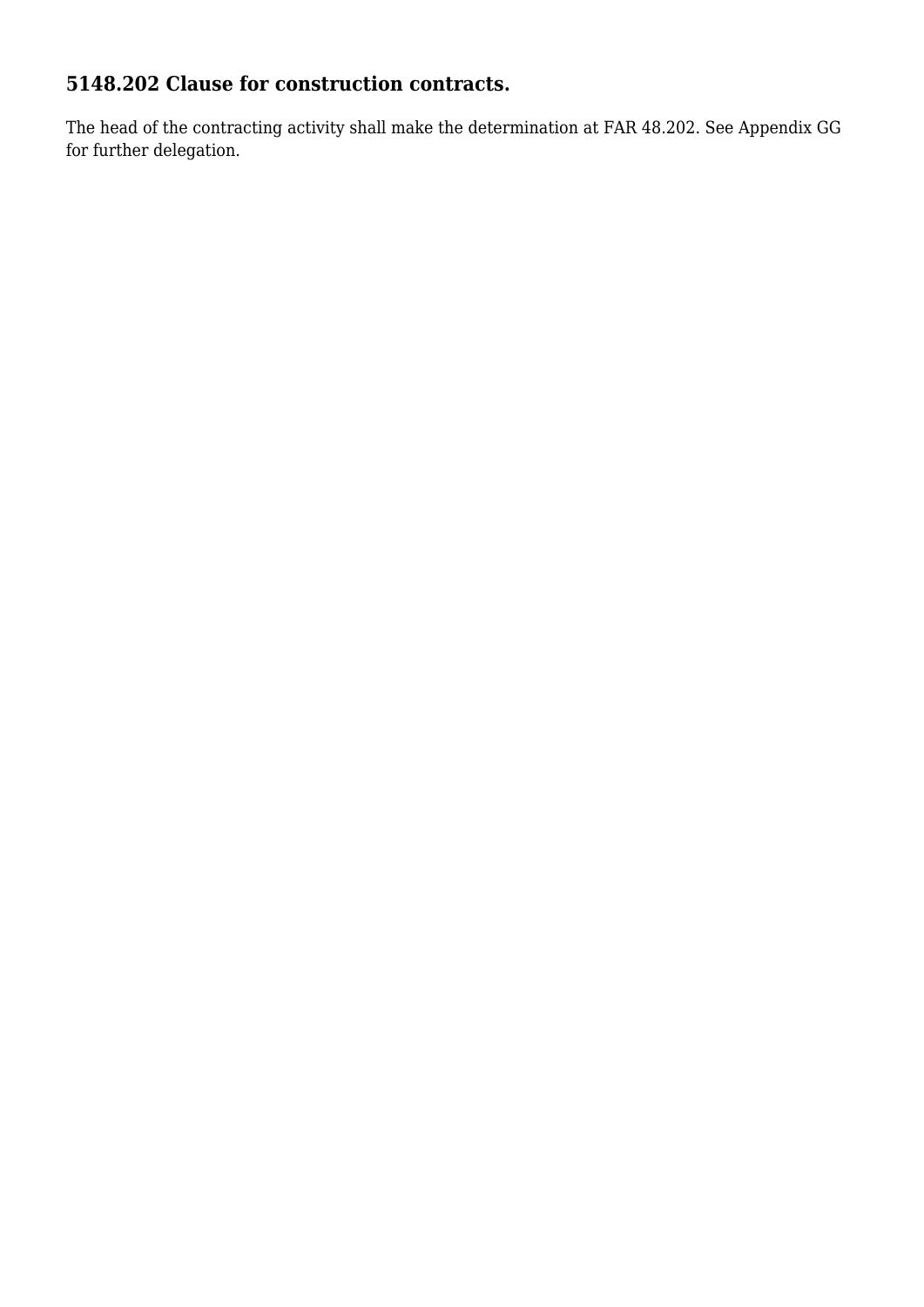## 5148.202 Clause for construction contracts.

The head of the contracting activity shall make the determination at FAR 48.202. See Appendix GG for further delegation.